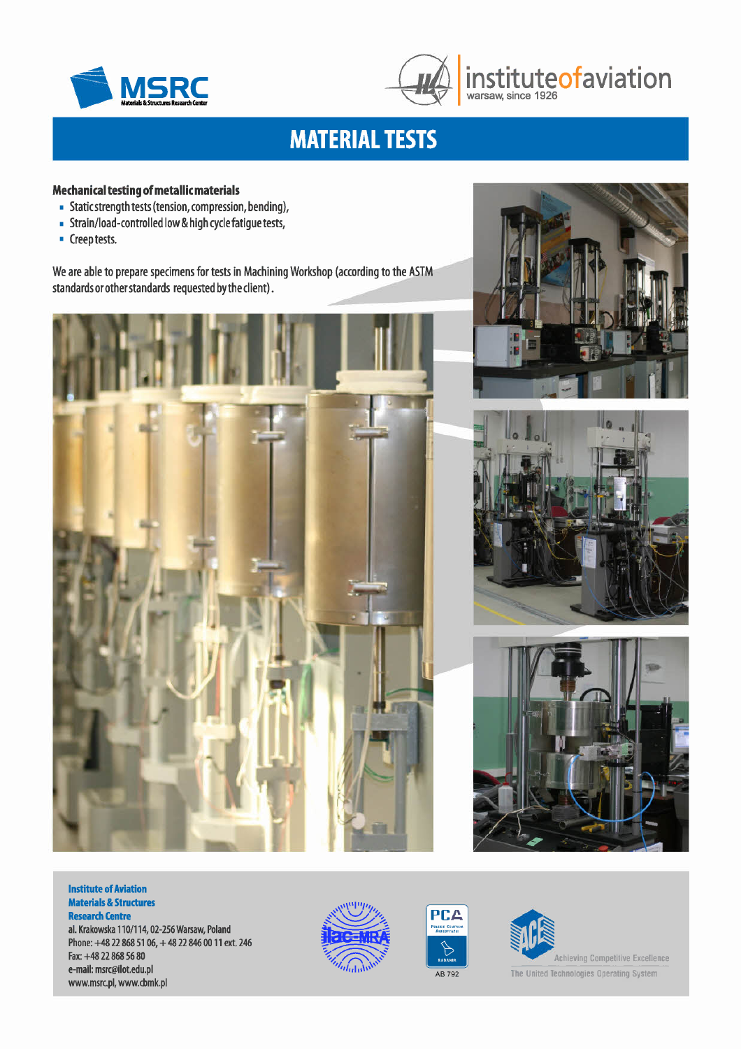MSRC
Materials & Structures Research Center

institute of aviation
warsaw, since 1926

# MATERIAL TESTS

**Mechanical testing of metallic materials**

- Static strength tests (tension, compression, bending),
- Strain/load-controlled low & high cycle fatigue tests,
- Creep tests.

We are able to prepare specimens for tests in Machining Workshop (according to the ASTM standards or other standards requested by the client).

**Institute of Aviation**
**Materials & Structures**
**Research Centre**
al. Krakowska 110/114, 02-256 Warsaw, Poland
Phone: +48 22 868 51 06, + 48 22 846 00 11 ext. 246
Fax: +48 22 868 56 80
e-mail: msrc@ilot.edu.pl
www.msrc.pl, www.cbmk.pl

ilac-MRA

PCA
Polskie Centrum Akredytacji
BADANIA
AB 792

ACE
Achieving Competitive Excellence
The United Technologies Operating System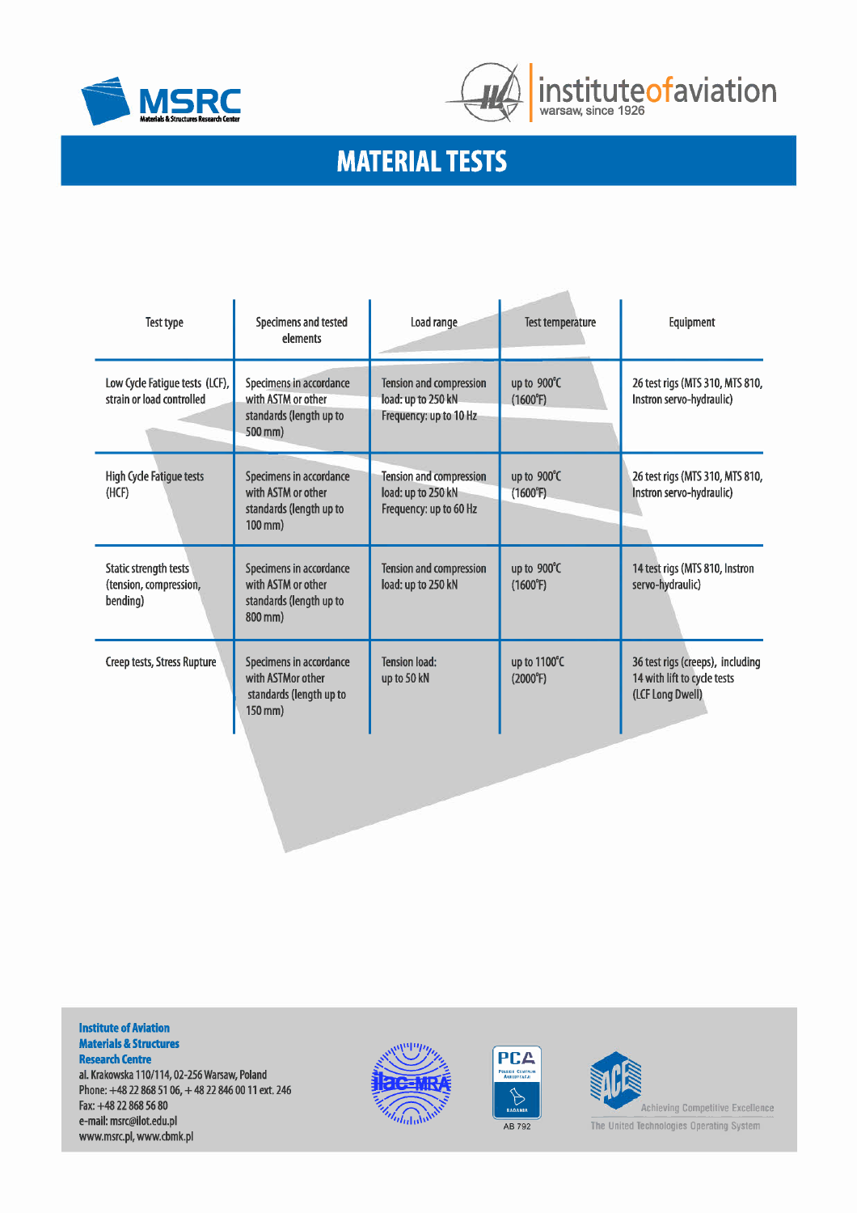# MATERIAL TESTS

| Test type | Specimens and tested elements | Load range | Test temperature | Equipment |
|---|---|---|---|---|
| Low Cycle Fatigue tests (LCF), strain or load controlled | Specimens in accordance with ASTM or other standards (length up to 500 mm) | Tension and compression load: up to 250 kN Frequency: up to 10 Hz | up to 900°C (1600°F) | 26 test rigs (MTS 310, MTS 810, Instron servo-hydraulic) |
| High Cycle Fatigue tests (HCF) | Specimens in accordance with ASTM or other standards (length up to 100 mm) | Tension and compression load: up to 250 kN Frequency: up to 60 Hz | up to 900°C (1600°F) | 26 test rigs (MTS 310, MTS 810, Instron servo-hydraulic) |
| Static strength tests (tension, compression, bending) | Specimens in accordance with ASTM or other standards (length up to 800 mm) | Tension and compression load: up to 250 kN | up to 900°C (1600°F) | 14 test rigs (MTS 810, Instron servo-hydraulic) |
| Creep tests, Stress Rupture | Specimens in accordance with ASTMor other standards (length up to 150 mm) | Tension load: up to 50 kN | up to 1100°C (2000°F) | 36 test rigs (creeps), including 14 with lift to cycle tests (LCF Long Dwell) |

**Institute of Aviation**
**Materials & Structures**
**Research Centre**
al. Krakowska 110/114, 02-256 Warsaw, Poland
Phone: +48 22 868 51 06, + 48 22 846 00 11 ext. 246
Fax: +48 22 868 56 80
e-mail: msrc@ilot.edu.pl
www.msrc.pl, www.cbmk.pl

AB 792

Achieving Competitive Excellence
The United Technologies Operating System